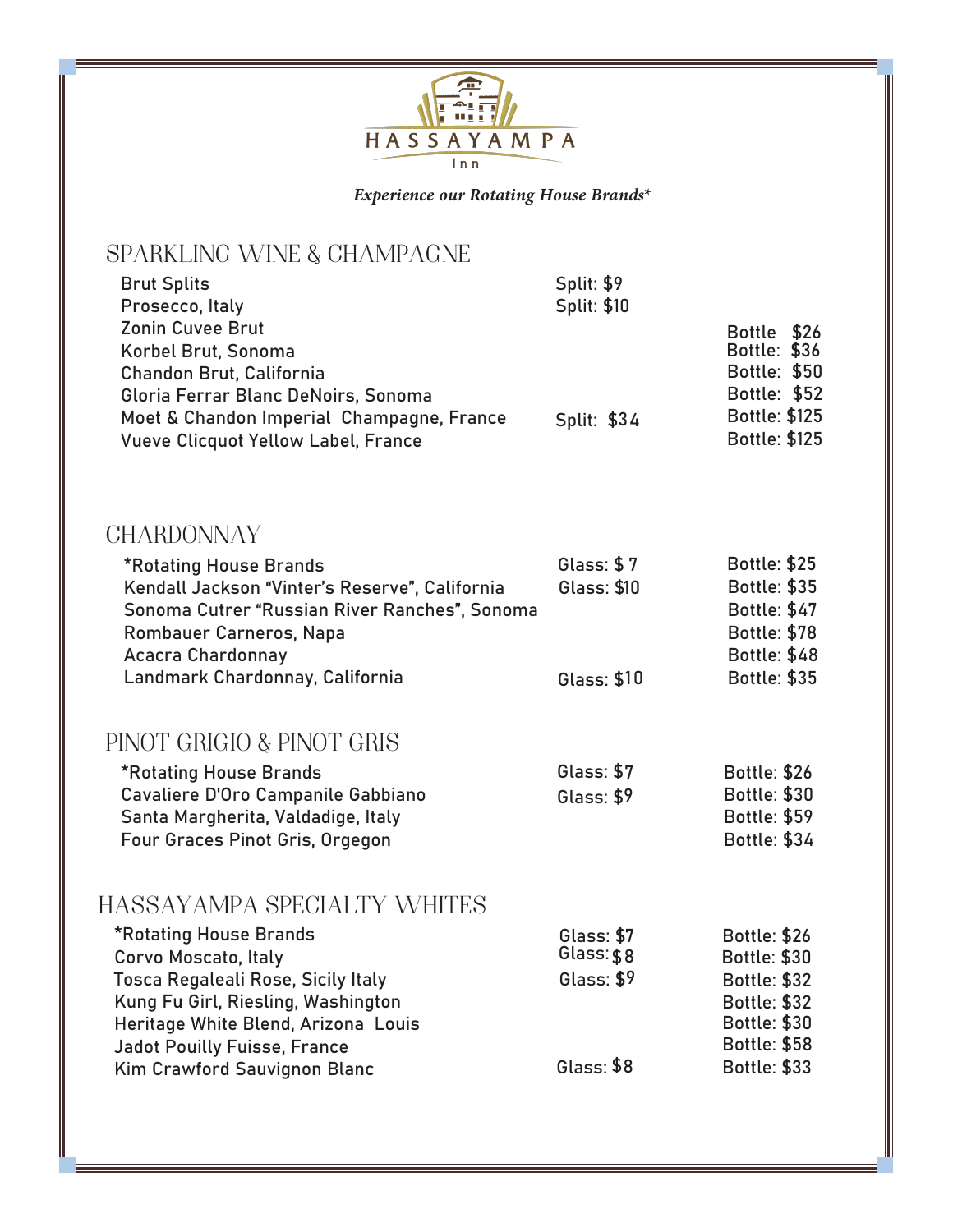# HASSAYAMPA Inn

*Experience our Rotating House Brands**

## SPARKLING WINE & CHAMPAGNE

| Wine | Split | Bottle |
|---|---|---|
| Brut Splits | Split: $9 | |
| Prosecco, Italy | Split: $10 | |
| Zonin Cuvee Brut | | Bottle $26 |
| Korbel Brut, Sonoma | | Bottle: $36 |
| Chandon Brut, California | | Bottle: $50 |
| Gloria Ferrar Blanc DeNoirs, Sonoma | | Bottle: $52 |
| Moet & Chandon Imperial Champagne, France | Split: $34 | Bottle: $125 |
| Vueve Clicquot Yellow Label, France | | Bottle: $125 |

## CHARDONNAY

| Wine | Glass | Bottle |
|---|---|---|
| *Rotating House Brands | Glass: $ 7 | Bottle: $25 |
| Kendall Jackson "Vinter's Reserve", California | Glass: $10 | Bottle: $35 |
| Sonoma Cutrer "Russian River Ranches", Sonoma | | Bottle: $47 |
| Rombauer Carneros, Napa | | Bottle: $78 |
| Acacra Chardonnay | | Bottle: $48 |
| Landmark Chardonnay, California | Glass: $10 | Bottle: $35 |

## PINOT GRIGIO & PINOT GRIS

| Wine | Glass | Bottle |
|---|---|---|
| *Rotating House Brands | Glass: $7 | Bottle: $26 |
| Cavaliere D'Oro Campanile Gabbiano | Glass: $9 | Bottle: $30 |
| Santa Margherita, Valdadige, Italy | | Bottle: $59 |
| Four Graces Pinot Gris, Orgegon | | Bottle: $34 |

## HASSAYAMPA SPECIALTY WHITES

| Wine | Glass | Bottle |
|---|---|---|
| *Rotating House Brands | Glass: $7 | Bottle: $26 |
| Corvo Moscato, Italy | Glass: $8 | Bottle: $30 |
| Tosca Regaleali Rose, Sicily Italy | Glass: $9 | Bottle: $32 |
| Kung Fu Girl, Riesling, Washington | | Bottle: $32 |
| Heritage White Blend, Arizona Louis | | Bottle: $30 |
| Jadot Pouilly Fuisse, France | | Bottle: $58 |
| Kim Crawford Sauvignon Blanc | Glass: $8 | Bottle: $33 |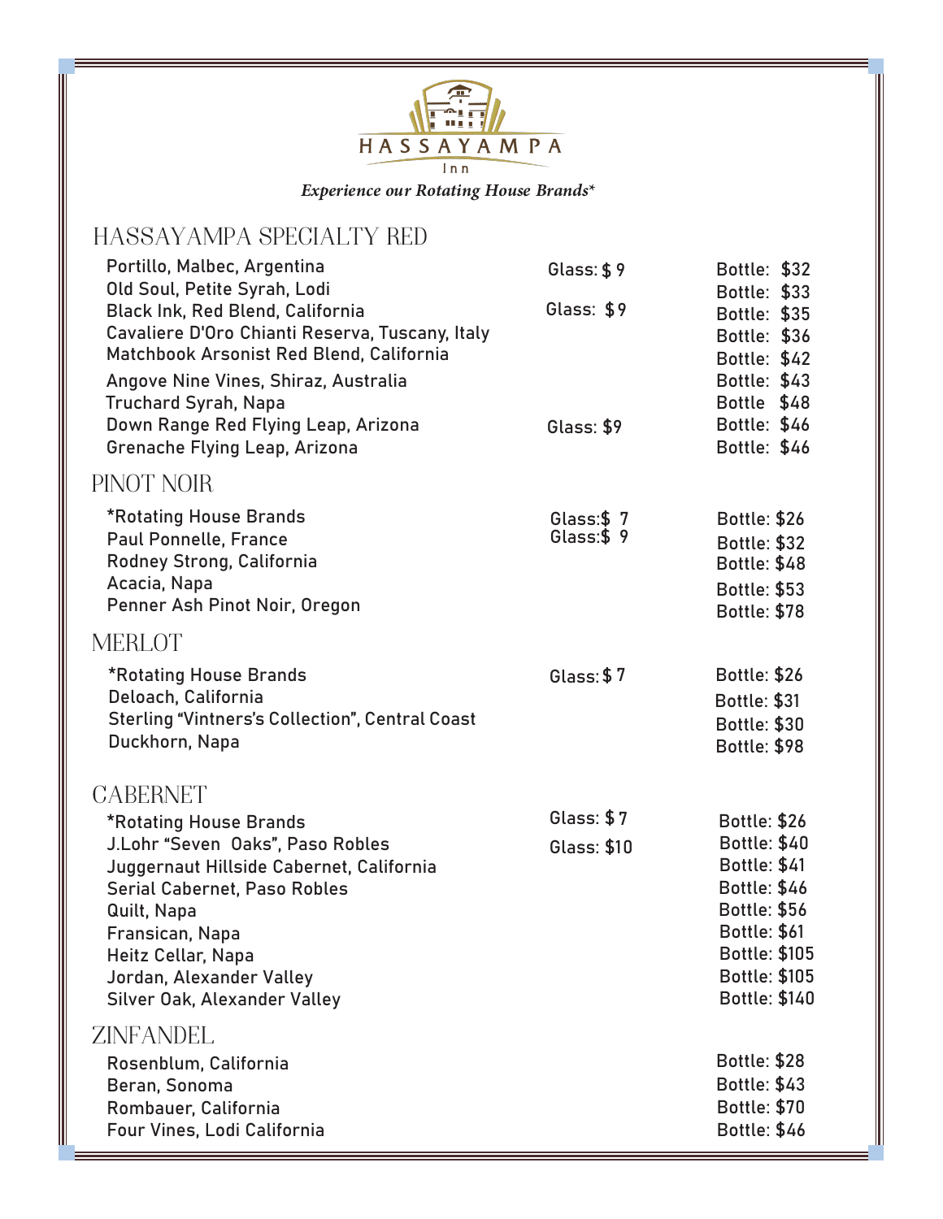HASSAYAMPA

Inn

*Experience our Rotating House Brands**

## HASSAYAMPA SPECIALTY RED

| | | |
|---|---|---|
| Portillo, Malbec, Argentina | Glass: $ 9 | Bottle: $32 |
| Old Soul, Petite Syrah, Lodi | | Bottle: $33 |
| Black Ink, Red Blend, California | Glass: $9 | Bottle: $35 |
| Cavaliere D'Oro Chianti Reserva, Tuscany, Italy | | Bottle: $36 |
| Matchbook Arsonist Red Blend, California | | Bottle: $42 |
| Angove Nine Vines, Shiraz, Australia | | Bottle: $43 |
| Truchard Syrah, Napa | | Bottle $48 |
| Down Range Red Flying Leap, Arizona | Glass: $9 | Bottle: $46 |
| Grenache Flying Leap, Arizona | | Bottle: $46 |

## PINOT NOIR

| | | |
|---|---|---|
| *Rotating House Brands | Glass:$ 7 | Bottle: $26 |
| Paul Ponnelle, France | Glass:$ 9 | Bottle: $32 |
| Rodney Strong, California | | Bottle: $48 |
| Acacia, Napa | | Bottle: $53 |
| Penner Ash Pinot Noir, Oregon | | Bottle: $78 |

## MERLOT

| | | |
|---|---|---|
| *Rotating House Brands | Glass: $ 7 | Bottle: $26 |
| Deloach, California | | Bottle: $31 |
| Sterling "Vintners's Collection", Central Coast | | Bottle: $30 |
| Duckhorn, Napa | | Bottle: $98 |

## CABERNET

| | | |
|---|---|---|
| *Rotating House Brands | Glass: $ 7 | Bottle: $26 |
| J.Lohr "Seven Oaks", Paso Robles | Glass: $10 | Bottle: $40 |
| Juggernaut Hillside Cabernet, California | | Bottle: $41 |
| Serial Cabernet, Paso Robles | | Bottle: $46 |
| Quilt, Napa | | Bottle: $56 |
| Fransican, Napa | | Bottle: $61 |
| Heitz Cellar, Napa | | Bottle: $105 |
| Jordan, Alexander Valley | | Bottle: $105 |
| Silver Oak, Alexander Valley | | Bottle: $140 |

## ZINFANDEL

| | |
|---|---|
| Rosenblum, California | Bottle: $28 |
| Beran, Sonoma | Bottle: $43 |
| Rombauer, California | Bottle: $70 |
| Four Vines, Lodi California | Bottle: $46 |